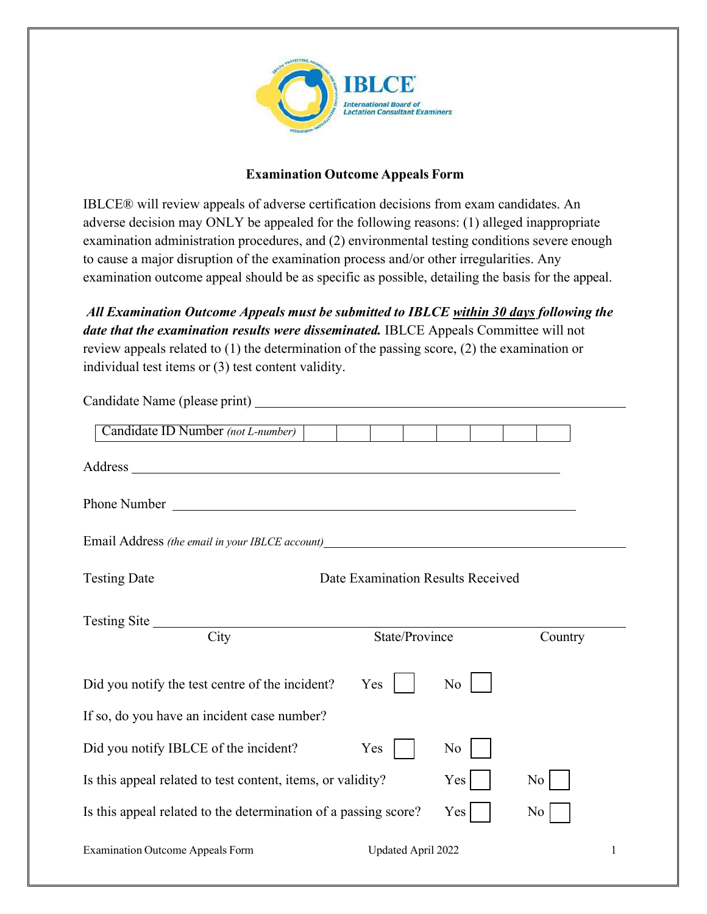IBLCE
International Board of Lactation Consultant Examiners

## Examination Outcome Appeals Form

IBLCE® will review appeals of adverse certification decisions from exam candidates. An adverse decision may ONLY be appealed for the following reasons: (1) alleged inappropriate examination administration procedures, and (2) environmental testing conditions severe enough to cause a major disruption of the examination process and/or other irregularities. Any examination outcome appeal should be as specific as possible, detailing the basis for the appeal.

***All Examination Outcome Appeals must be submitted to IBLCE <u>within 30 days</u> following the date that the examination results were disseminated.*** IBLCE Appeals Committee will not review appeals related to (1) the determination of the passing score, (2) the examination or individual test items or (3) test content validity.

Candidate Name (please print) ______________________________

| Candidate ID Number *(not L-number)* | | | | | | | | |
|---|---|---|---|---|---|---|---|---|

Address ______________________________

Phone Number ______________________________

Email Address *(the email in your IBLCE account)* ______________________________

Testing Date                Date Examination Results Received

Testing Site ______________________________
City                State/Province                Country

Did you notify the test centre of the incident? Yes ☐ No ☐

If so, do you have an incident case number?

Did you notify IBLCE of the incident? Yes ☐ No ☐

Is this appeal related to test content, items, or validity? Yes ☐ No ☐

Is this appeal related to the determination of a passing score? Yes ☐ No ☐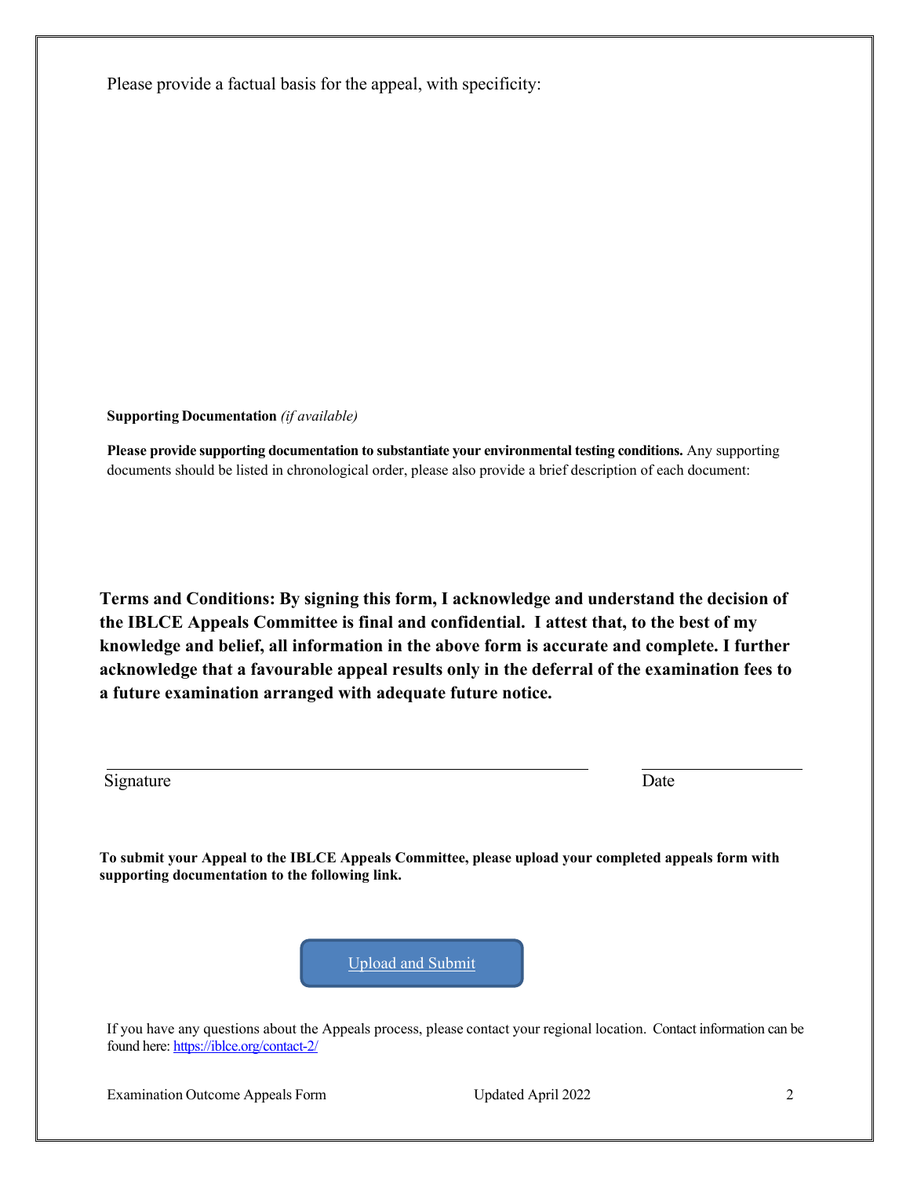Please provide a factual basis for the appeal, with specificity:

**Supporting Documentation** *(if available)*

**Please provide supporting documentation to substantiate your environmental testing conditions.** Any supporting documents should be listed in chronological order, please also provide a brief description of each document:

**Terms and Conditions: By signing this form, I acknowledge and understand the decision of the IBLCE Appeals Committee is final and confidential. I attest that, to the best of my knowledge and belief, all information in the above form is accurate and complete. I further acknowledge that a favourable appeal results only in the deferral of the examination fees to a future examination arranged with adequate future notice.**

Signature _______________________________________________ Date ____________________

**To submit your Appeal to the IBLCE Appeals Committee, please upload your completed appeals form with supporting documentation to the following link.**

[Upload and Submit]

If you have any questions about the Appeals process, please contact your regional location. Contact information can be found here: https://iblce.org/contact-2/

Examination Outcome Appeals Form Updated April 2022